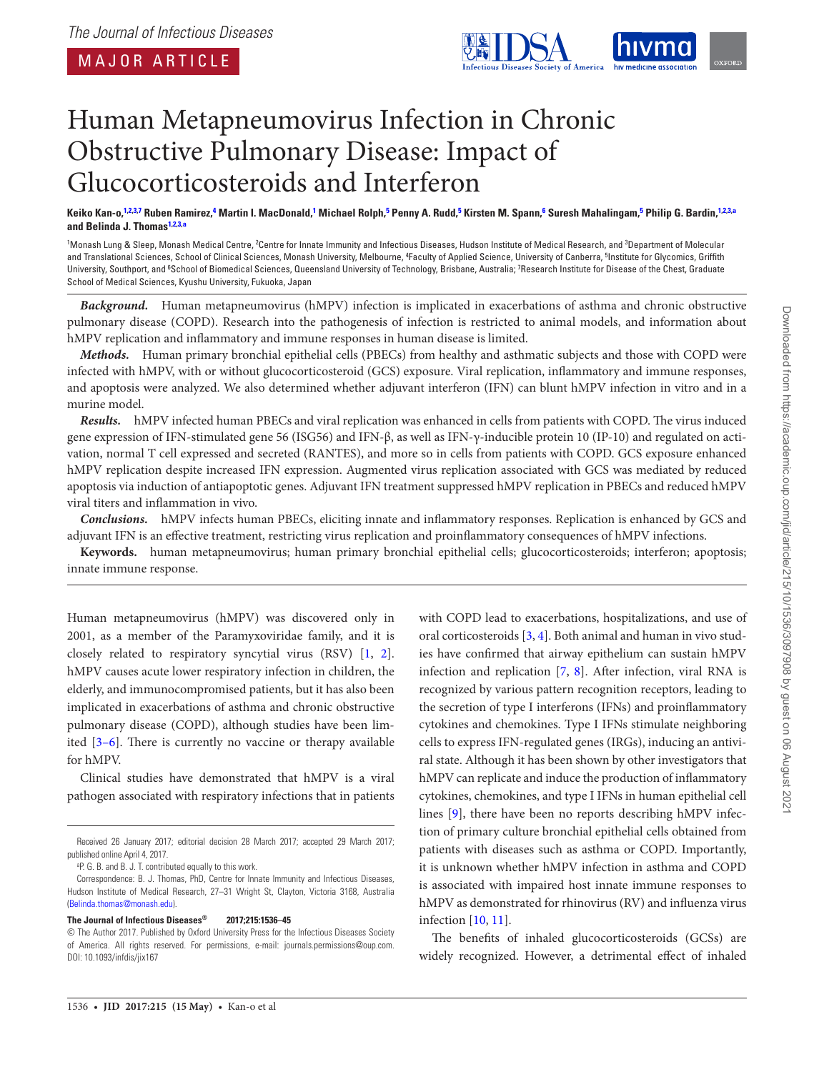The Journal of Infectious Diseases

MAJOR ARTICLE

# Human Metapneumovirus Infection in Chronic Obstructive Pulmonary Disease: Impact of Glucocorticosteroids and Interferon

**Keiko Kan-o,[1,2,3,7] Ruben Ramirez,[4] Martin I. MacDonald,[1] Michael Rolph,[5] Penny A. Rudd,[5] Kirsten M. Spann,[6] Suresh Mahalingam,[5] Philip G. Bardin,[1,2,3,a] and Belinda J. Thomas[1,2,3,a]**

[1]Monash Lung & Sleep, Monash Medical Centre, [2]Centre for Innate Immunity and Infectious Diseases, Hudson Institute of Medical Research, and [3]Department of Molecular and Translational Sciences, School of Clinical Sciences, Monash University, Melbourne, [4]Faculty of Applied Science, University of Canberra, [5]Institute for Glycomics, Griffith University, Southport, and [6]School of Biomedical Sciences, Queensland University of Technology, Brisbane, Australia; [7]Research Institute for Disease of the Chest, Graduate School of Medical Sciences, Kyushu University, Fukuoka, Japan

***Background.*** Human metapneumovirus (hMPV) infection is implicated in exacerbations of asthma and chronic obstructive pulmonary disease (COPD). Research into the pathogenesis of infection is restricted to animal models, and information about hMPV replication and inflammatory and immune responses in human disease is limited.

***Methods.*** Human primary bronchial epithelial cells (PBECs) from healthy and asthmatic subjects and those with COPD were infected with hMPV, with or without glucocorticosteroid (GCS) exposure. Viral replication, inflammatory and immune responses, and apoptosis were analyzed. We also determined whether adjuvant interferon (IFN) can blunt hMPV infection in vitro and in a murine model.

***Results.*** hMPV infected human PBECs and viral replication was enhanced in cells from patients with COPD. The virus induced gene expression of IFN-stimulated gene 56 (ISG56) and IFN-β, as well as IFN-γ-inducible protein 10 (IP-10) and regulated on activation, normal T cell expressed and secreted (RANTES), and more so in cells from patients with COPD. GCS exposure enhanced hMPV replication despite increased IFN expression. Augmented virus replication associated with GCS was mediated by reduced apoptosis via induction of antiapoptotic genes. Adjuvant IFN treatment suppressed hMPV replication in PBECs and reduced hMPV viral titers and inflammation in vivo.

***Conclusions.*** hMPV infects human PBECs, eliciting innate and inflammatory responses. Replication is enhanced by GCS and adjuvant IFN is an effective treatment, restricting virus replication and proinflammatory consequences of hMPV infections.

**Keywords.** human metapneumovirus; human primary bronchial epithelial cells; glucocorticosteroids; interferon; apoptosis; innate immune response.

Human metapneumovirus (hMPV) was discovered only in 2001, as a member of the Paramyxoviridae family, and it is closely related to respiratory syncytial virus (RSV) [1, 2]. hMPV causes acute lower respiratory infection in children, the elderly, and immunocompromised patients, but it has also been implicated in exacerbations of asthma and chronic obstructive pulmonary disease (COPD), although studies have been limited [3–6]. There is currently no vaccine or therapy available for hMPV.

Clinical studies have demonstrated that hMPV is a viral pathogen associated with respiratory infections that in patients with COPD lead to exacerbations, hospitalizations, and use of oral corticosteroids [3, 4]. Both animal and human in vivo studies have confirmed that airway epithelium can sustain hMPV infection and replication [7, 8]. After infection, viral RNA is recognized by various pattern recognition receptors, leading to the secretion of type I interferons (IFNs) and proinflammatory cytokines and chemokines. Type I IFNs stimulate neighboring cells to express IFN-regulated genes (IRGs), inducing an antiviral state. Although it has been shown by other investigators that hMPV can replicate and induce the production of inflammatory cytokines, chemokines, and type I IFNs in human epithelial cell lines [9], there have been no reports describing hMPV infection of primary culture bronchial epithelial cells obtained from patients with diseases such as asthma or COPD. Importantly, it is unknown whether hMPV infection in asthma and COPD is associated with impaired host innate immune responses to hMPV as demonstrated for rhinovirus (RV) and influenza virus infection [10, 11].

The benefits of inhaled glucocorticosteroids (GCSs) are widely recognized. However, a detrimental effect of inhaled

Received 26 January 2017; editorial decision 28 March 2017; accepted 29 March 2017; published online April 4, 2017.

[a]P. G. B. and B. J. T. contributed equally to this work.

Correspondence: B. J. Thomas, PhD, Centre for Innate Immunity and Infectious Diseases, Hudson Institute of Medical Research, 27–31 Wright St, Clayton, Victoria 3168, Australia (Belinda.thomas@monash.edu).

**The Journal of Infectious Diseases® 2017;215:1536–45**

© The Author 2017. Published by Oxford University Press for the Infectious Diseases Society of America. All rights reserved. For permissions, e-mail: journals.permissions@oup.com. DOI: 10.1093/infdis/jix167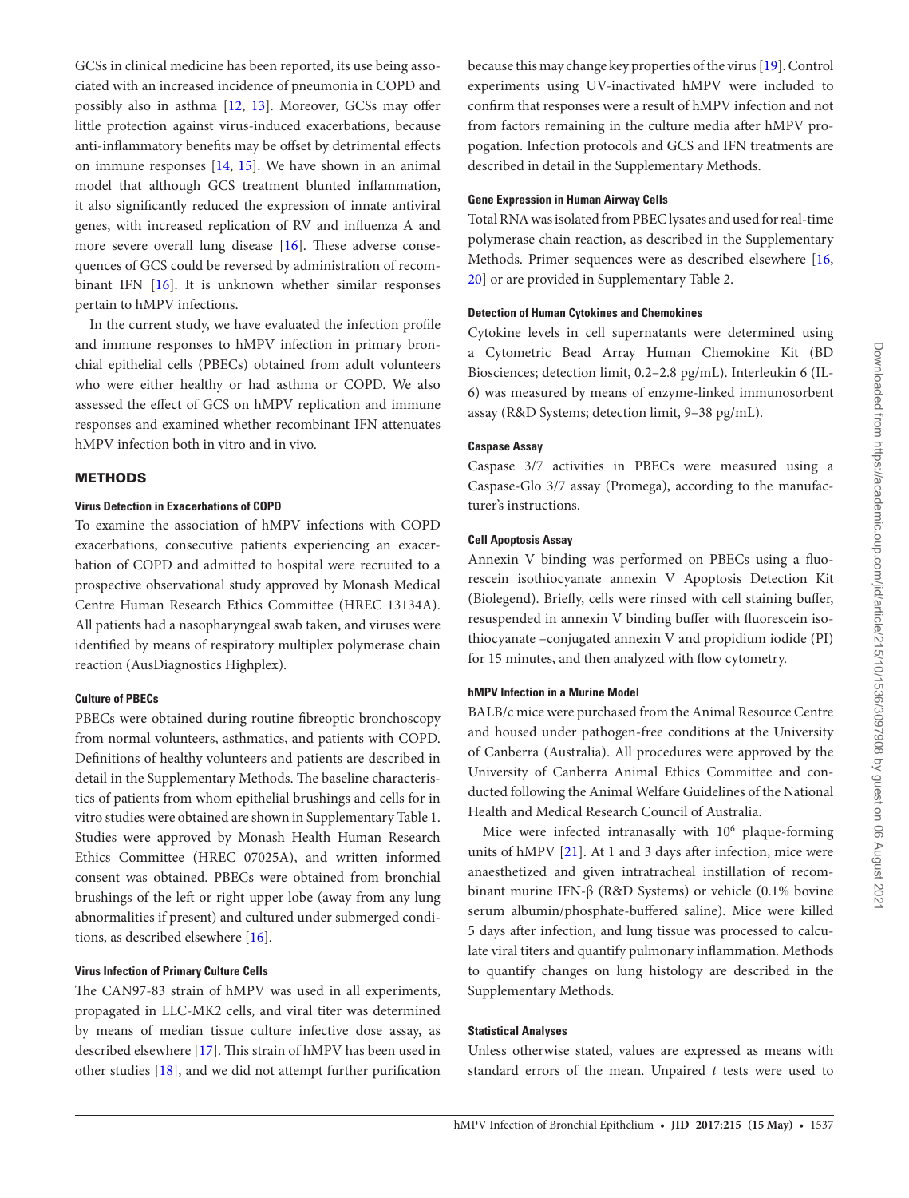GCSs in clinical medicine has been reported, its use being associated with an increased incidence of pneumonia in COPD and possibly also in asthma [12, 13]. Moreover, GCSs may offer little protection against virus-induced exacerbations, because anti-inflammatory benefits may be offset by detrimental effects on immune responses [14, 15]. We have shown in an animal model that although GCS treatment blunted inflammation, it also significantly reduced the expression of innate antiviral genes, with increased replication of RV and influenza A and more severe overall lung disease [16]. These adverse consequences of GCS could be reversed by administration of recombinant IFN [16]. It is unknown whether similar responses pertain to hMPV infections.

In the current study, we have evaluated the infection profile and immune responses to hMPV infection in primary bronchial epithelial cells (PBECs) obtained from adult volunteers who were either healthy or had asthma or COPD. We also assessed the effect of GCS on hMPV replication and immune responses and examined whether recombinant IFN attenuates hMPV infection both in vitro and in vivo.

## METHODS

### Virus Detection in Exacerbations of COPD

To examine the association of hMPV infections with COPD exacerbations, consecutive patients experiencing an exacerbation of COPD and admitted to hospital were recruited to a prospective observational study approved by Monash Medical Centre Human Research Ethics Committee (HREC 13134A). All patients had a nasopharyngeal swab taken, and viruses were identified by means of respiratory multiplex polymerase chain reaction (AusDiagnostics Highplex).

### Culture of PBECs

PBECs were obtained during routine fibreoptic bronchoscopy from normal volunteers, asthmatics, and patients with COPD. Definitions of healthy volunteers and patients are described in detail in the Supplementary Methods. The baseline characteristics of patients from whom epithelial brushings and cells for in vitro studies were obtained are shown in Supplementary Table 1. Studies were approved by Monash Health Human Research Ethics Committee (HREC 07025A), and written informed consent was obtained. PBECs were obtained from bronchial brushings of the left or right upper lobe (away from any lung abnormalities if present) and cultured under submerged conditions, as described elsewhere [16].

### Virus Infection of Primary Culture Cells

The CAN97-83 strain of hMPV was used in all experiments, propagated in LLC-MK2 cells, and viral titer was determined by means of median tissue culture infective dose assay, as described elsewhere [17]. This strain of hMPV has been used in other studies [18], and we did not attempt further purification because this may change key properties of the virus [19]. Control experiments using UV-inactivated hMPV were included to confirm that responses were a result of hMPV infection and not from factors remaining in the culture media after hMPV propogation. Infection protocols and GCS and IFN treatments are described in detail in the Supplementary Methods.

### Gene Expression in Human Airway Cells

Total RNA was isolated from PBEC lysates and used for real-time polymerase chain reaction, as described in the Supplementary Methods. Primer sequences were as described elsewhere [16, 20] or are provided in Supplementary Table 2.

### Detection of Human Cytokines and Chemokines

Cytokine levels in cell supernatants were determined using a Cytometric Bead Array Human Chemokine Kit (BD Biosciences; detection limit, 0.2–2.8 pg/mL). Interleukin 6 (IL-6) was measured by means of enzyme-linked immunosorbent assay (R&D Systems; detection limit, 9–38 pg/mL).

### Caspase Assay

Caspase 3/7 activities in PBECs were measured using a Caspase-Glo 3/7 assay (Promega), according to the manufacturer's instructions.

### Cell Apoptosis Assay

Annexin V binding was performed on PBECs using a fluorescein isothiocyanate annexin V Apoptosis Detection Kit (Biolegend). Briefly, cells were rinsed with cell staining buffer, resuspended in annexin V binding buffer with fluorescein isothiocyanate –conjugated annexin V and propidium iodide (PI) for 15 minutes, and then analyzed with flow cytometry.

### hMPV Infection in a Murine Model

BALB/c mice were purchased from the Animal Resource Centre and housed under pathogen-free conditions at the University of Canberra (Australia). All procedures were approved by the University of Canberra Animal Ethics Committee and conducted following the Animal Welfare Guidelines of the National Health and Medical Research Council of Australia.

Mice were infected intranasally with $10^6$ plaque-forming units of hMPV [21]. At 1 and 3 days after infection, mice were anaesthetized and given intratracheal instillation of recombinant murine IFN-β (R&D Systems) or vehicle (0.1% bovine serum albumin/phosphate-buffered saline). Mice were killed 5 days after infection, and lung tissue was processed to calculate viral titers and quantify pulmonary inflammation. Methods to quantify changes on lung histology are described in the Supplementary Methods.

### Statistical Analyses

Unless otherwise stated, values are expressed as means with standard errors of the mean. Unpaired *t* tests were used to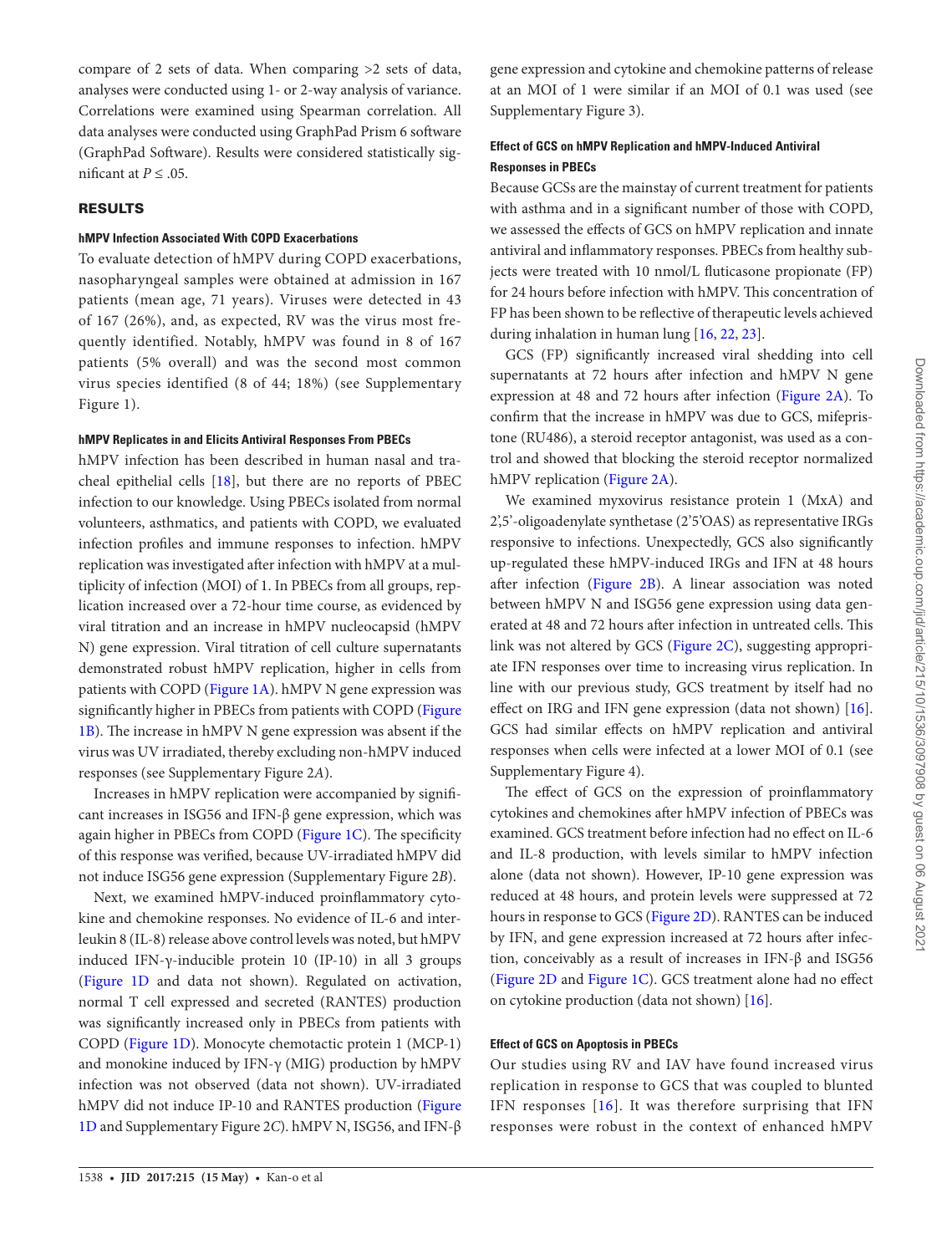compare of 2 sets of data. When comparing >2 sets of data, analyses were conducted using 1- or 2-way analysis of variance. Correlations were examined using Spearman correlation. All data analyses were conducted using GraphPad Prism 6 software (GraphPad Software). Results were considered statistically significant at $P \leq .05$.

## RESULTS

### hMPV Infection Associated With COPD Exacerbations

To evaluate detection of hMPV during COPD exacerbations, nasopharyngeal samples were obtained at admission in 167 patients (mean age, 71 years). Viruses were detected in 43 of 167 (26%), and, as expected, RV was the virus most frequently identified. Notably, hMPV was found in 8 of 167 patients (5% overall) and was the second most common virus species identified (8 of 44; 18%) (see Supplementary Figure 1).

### hMPV Replicates in and Elicits Antiviral Responses From PBECs

hMPV infection has been described in human nasal and tracheal epithelial cells [18], but there are no reports of PBEC infection to our knowledge. Using PBECs isolated from normal volunteers, asthmatics, and patients with COPD, we evaluated infection profiles and immune responses to infection. hMPV replication was investigated after infection with hMPV at a multiplicity of infection (MOI) of 1. In PBECs from all groups, replication increased over a 72-hour time course, as evidenced by viral titration and an increase in hMPV nucleocapsid (hMPV N) gene expression. Viral titration of cell culture supernatants demonstrated robust hMPV replication, higher in cells from patients with COPD (Figure 1A). hMPV N gene expression was significantly higher in PBECs from patients with COPD (Figure 1B). The increase in hMPV N gene expression was absent if the virus was UV irradiated, thereby excluding non-hMPV induced responses (see Supplementary Figure 2*A*).

Increases in hMPV replication were accompanied by significant increases in ISG56 and IFN-β gene expression, which was again higher in PBECs from COPD (Figure 1C). The specificity of this response was verified, because UV-irradiated hMPV did not induce ISG56 gene expression (Supplementary Figure 2*B*).

Next, we examined hMPV-induced proinflammatory cytokine and chemokine responses. No evidence of IL-6 and interleukin 8 (IL-8) release above control levels was noted, but hMPV induced IFN-γ-inducible protein 10 (IP-10) in all 3 groups (Figure 1D and data not shown). Regulated on activation, normal T cell expressed and secreted (RANTES) production was significantly increased only in PBECs from patients with COPD (Figure 1D). Monocyte chemotactic protein 1 (MCP-1) and monokine induced by IFN-γ (MIG) production by hMPV infection was not observed (data not shown). UV-irradiated hMPV did not induce IP-10 and RANTES production (Figure 1D and Supplementary Figure 2*C*). hMPV N, ISG56, and IFN-β gene expression and cytokine and chemokine patterns of release at an MOI of 1 were similar if an MOI of 0.1 was used (see Supplementary Figure 3).

### Effect of GCS on hMPV Replication and hMPV-Induced Antiviral Responses in PBECs

Because GCSs are the mainstay of current treatment for patients with asthma and in a significant number of those with COPD, we assessed the effects of GCS on hMPV replication and innate antiviral and inflammatory responses. PBECs from healthy subjects were treated with 10 nmol/L fluticasone propionate (FP) for 24 hours before infection with hMPV. This concentration of FP has been shown to be reflective of therapeutic levels achieved during inhalation in human lung [16, 22, 23].

GCS (FP) significantly increased viral shedding into cell supernatants at 72 hours after infection and hMPV N gene expression at 48 and 72 hours after infection (Figure 2A). To confirm that the increase in hMPV was due to GCS, mifepristone (RU486), a steroid receptor antagonist, was used as a control and showed that blocking the steroid receptor normalized hMPV replication (Figure 2A).

We examined myxovirus resistance protein 1 (MxA) and 2',5'-oligoadenylate synthetase (2'5'OAS) as representative IRGs responsive to infections. Unexpectedly, GCS also significantly up-regulated these hMPV-induced IRGs and IFN at 48 hours after infection (Figure 2B). A linear association was noted between hMPV N and ISG56 gene expression using data generated at 48 and 72 hours after infection in untreated cells. This link was not altered by GCS (Figure 2C), suggesting appropriate IFN responses over time to increasing virus replication. In line with our previous study, GCS treatment by itself had no effect on IRG and IFN gene expression (data not shown) [16]. GCS had similar effects on hMPV replication and antiviral responses when cells were infected at a lower MOI of 0.1 (see Supplementary Figure 4).

The effect of GCS on the expression of proinflammatory cytokines and chemokines after hMPV infection of PBECs was examined. GCS treatment before infection had no effect on IL-6 and IL-8 production, with levels similar to hMPV infection alone (data not shown). However, IP-10 gene expression was reduced at 48 hours, and protein levels were suppressed at 72 hours in response to GCS (Figure 2D). RANTES can be induced by IFN, and gene expression increased at 72 hours after infection, conceivably as a result of increases in IFN-β and ISG56 (Figure 2D and Figure 1C). GCS treatment alone had no effect on cytokine production (data not shown) [16].

### Effect of GCS on Apoptosis in PBECs

Our studies using RV and IAV have found increased virus replication in response to GCS that was coupled to blunted IFN responses [16]. It was therefore surprising that IFN responses were robust in the context of enhanced hMPV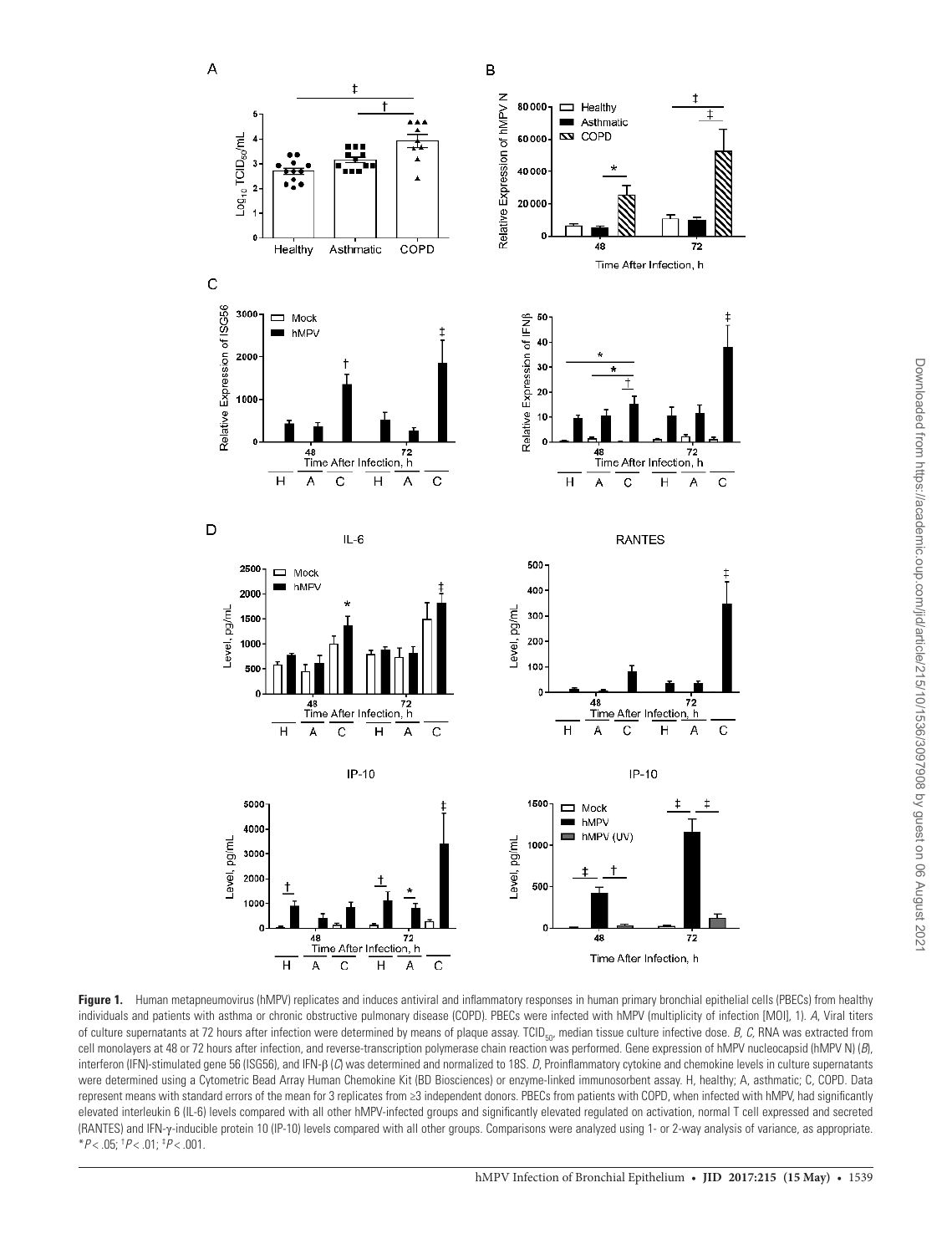**Figure 1.** Human metapneumovirus (hMPV) replicates and induces antiviral and inflammatory responses in human primary bronchial epithelial cells (PBECs) from healthy individuals and patients with asthma or chronic obstructive pulmonary disease (COPD). PBECs were infected with hMPV (multiplicity of infection [MOI], 1). *A*, Viral titers of culture supernatants at 72 hours after infection were determined by means of plaque assay. $TCID_{50}$, median tissue culture infective dose. *B, C,* RNA was extracted from cell monolayers at 48 or 72 hours after infection, and reverse-transcription polymerase chain reaction was performed. Gene expression of hMPV nucleocapsid (hMPV N) (*B*), interferon (IFN)-stimulated gene 56 (ISG56), and IFN-β (*C*) was determined and normalized to 18S. *D*, Proinflammatory cytokine and chemokine levels in culture supernatants were determined using a Cytometric Bead Array Human Chemokine Kit (BD Biosciences) or enzyme-linked immunosorbent assay. H, healthy; A, asthmatic; C, COPD. Data represent means with standard errors of the mean for 3 replicates from ≥3 independent donors. PBECs from patients with COPD, when infected with hMPV, had significantly elevated interleukin 6 (IL-6) levels compared with all other hMPV-infected groups and significantly elevated regulated on activation, normal T cell expressed and secreted (RANTES) and IFN-γ-inducible protein 10 (IP-10) levels compared with all other groups. Comparisons were analyzed using 1- or 2-way analysis of variance, as appropriate. $^{*}P < .05$; $^{\dagger}P < .01$; $^{\ddagger}P < .001$.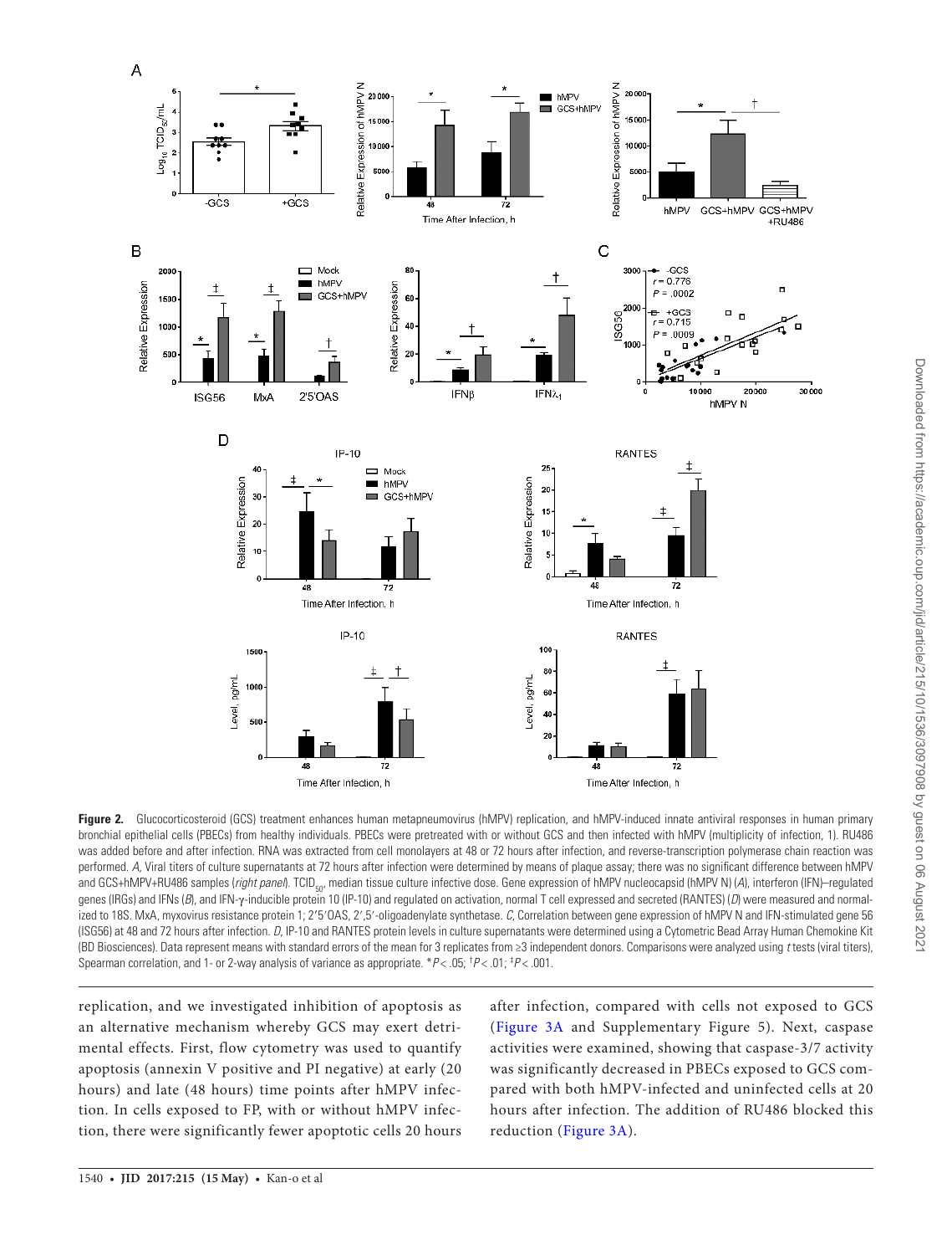**Figure 2.** Glucocorticosteroid (GCS) treatment enhances human metapneumovirus (hMPV) replication, and hMPV-induced innate antiviral responses in human primary bronchial epithelial cells (PBECs) from healthy individuals. PBECs were pretreated with or without GCS and then infected with hMPV (multiplicity of infection, 1). RU486 was added before and after infection. RNA was extracted from cell monolayers at 48 or 72 hours after infection, and reverse-transcription polymerase chain reaction was performed. *A*, Viral titers of culture supernatants at 72 hours after infection were determined by means of plaque assay; there was no significant difference between hMPV and GCS+hMPV+RU486 samples (*right panel*). $TCID_{50}$, median tissue culture infective dose. Gene expression of hMPV nucleocapsid (hMPV N) (*A*), interferon (IFN)–regulated genes (IRGs) and IFNs (*B*), and IFN-γ-inducible protein 10 (IP-10) and regulated on activation, normal T cell expressed and secreted (RANTES) (*D*) were measured and normalized to 18S. MxA, myxovirus resistance protein 1; 2′5′OAS, 2′,5′-oligoadenylate synthetase. *C*, Correlation between gene expression of hMPV N and IFN-stimulated gene 56 (ISG56) at 48 and 72 hours after infection. *D*, IP-10 and RANTES protein levels in culture supernatants were determined using a Cytometric Bead Array Human Chemokine Kit (BD Biosciences). Data represent means with standard errors of the mean for 3 replicates from ≥3 independent donors. Comparisons were analyzed using *t* tests (viral titers), Spearman correlation, and 1- or 2-way analysis of variance as appropriate. *$P < .05$; †$P < .01$; ‡$P < .001$.

replication, and we investigated inhibition of apoptosis as an alternative mechanism whereby GCS may exert detrimental effects. First, flow cytometry was used to quantify apoptosis (annexin V positive and PI negative) at early (20 hours) and late (48 hours) time points after hMPV infection. In cells exposed to FP, with or without hMPV infection, there were significantly fewer apoptotic cells 20 hours after infection, compared with cells not exposed to GCS (Figure 3A and Supplementary Figure 5). Next, caspase activities were examined, showing that caspase-3/7 activity was significantly decreased in PBECs exposed to GCS compared with both hMPV-infected and uninfected cells at 20 hours after infection. The addition of RU486 blocked this reduction (Figure 3A).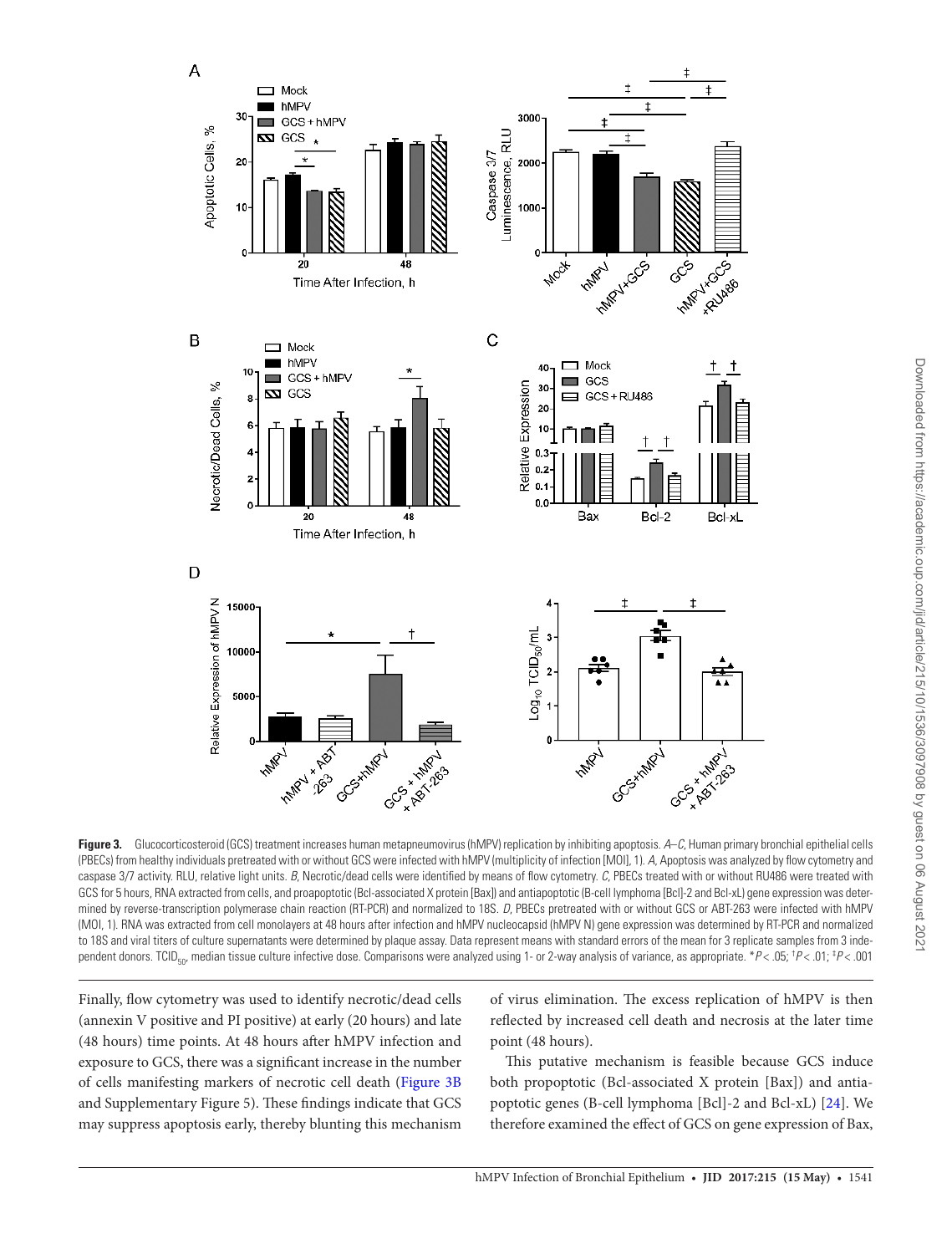**Figure 3.** Glucocorticosteroid (GCS) treatment increases human metapneumovirus (hMPV) replication by inhibiting apoptosis. *A–C*, Human primary bronchial epithelial cells (PBECs) from healthy individuals pretreated with or without GCS were infected with hMPV (multiplicity of infection [MOI], 1). *A*, Apoptosis was analyzed by flow cytometry and caspase 3/7 activity. RLU, relative light units. *B*, Necrotic/dead cells were identified by means of flow cytometry. *C*, PBECs treated with or without RU486 were treated with GCS for 5 hours, RNA extracted from cells, and proapoptotic (Bcl-associated X protein [Bax]) and antiapoptotic (B-cell lymphoma [Bcl]-2 and Bcl-xL) gene expression was determined by reverse-transcription polymerase chain reaction (RT-PCR) and normalized to 18S. *D*, PBECs pretreated with or without GCS or ABT-263 were infected with hMPV (MOI, 1). RNA was extracted from cell monolayers at 48 hours after infection and hMPV nucleocapsid (hMPV N) gene expression was determined by RT-PCR and normalized to 18S and viral titers of culture supernatants were determined by plaque assay. Data represent means with standard errors of the mean for 3 replicate samples from 3 independent donors. $TCID_{50}$, median tissue culture infective dose. Comparisons were analyzed using 1- or 2-way analysis of variance, as appropriate. \**P* < .05; †*P* < .01; ‡*P* < .001

Finally, flow cytometry was used to identify necrotic/dead cells (annexin V positive and PI positive) at early (20 hours) and late (48 hours) time points. At 48 hours after hMPV infection and exposure to GCS, there was a significant increase in the number of cells manifesting markers of necrotic cell death (Figure 3B and Supplementary Figure 5). These findings indicate that GCS may suppress apoptosis early, thereby blunting this mechanism of virus elimination. The excess replication of hMPV is then reflected by increased cell death and necrosis at the later time point (48 hours).

This putative mechanism is feasible because GCS induce both propoptotic (Bcl-associated X protein [Bax]) and antiapoptotic (B-cell lymphoma [Bcl]-2 and Bcl-xL) [24]. We therefore examined the effect of GCS on gene expression of Bax,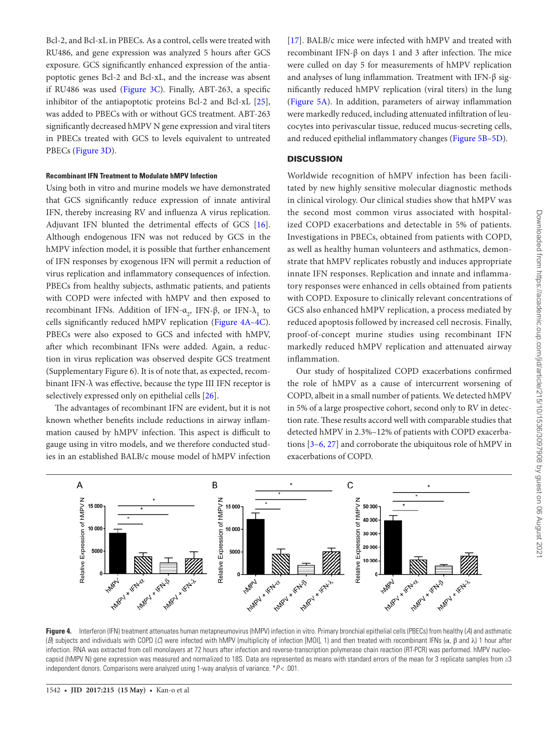Bcl-2, and Bcl-xL in PBECs. As a control, cells were treated with RU486, and gene expression was analyzed 5 hours after GCS exposure. GCS significantly enhanced expression of the antiapoptotic genes Bcl-2 and Bcl-xL, and the increase was absent if RU486 was used (Figure 3C). Finally, ABT-263, a specific inhibitor of the antiapoptotic proteins Bcl-2 and Bcl-xL [25], was added to PBECs with or without GCS treatment. ABT-263 significantly decreased hMPV N gene expression and viral titers in PBECs treated with GCS to levels equivalent to untreated PBECs (Figure 3D).

#### Recombinant IFN Treatment to Modulate hMPV Infection

Using both in vitro and murine models we have demonstrated that GCS significantly reduce expression of innate antiviral IFN, thereby increasing RV and influenza A virus replication. Adjuvant IFN blunted the detrimental effects of GCS [16]. Although endogenous IFN was not reduced by GCS in the hMPV infection model, it is possible that further enhancement of IFN responses by exogenous IFN will permit a reduction of virus replication and inflammatory consequences of infection. PBECs from healthy subjects, asthmatic patients, and patients with COPD were infected with hMPV and then exposed to recombinant IFNs. Addition of IFN-$\alpha_2$, IFN-β, or IFN-$\lambda_1$ to cells significantly reduced hMPV replication (Figure 4A–4C). PBECs were also exposed to GCS and infected with hMPV, after which recombinant IFNs were added. Again, a reduction in virus replication was observed despite GCS treatment (Supplementary Figure 6). It is of note that, as expected, recombinant IFN-λ was effective, because the type III IFN receptor is selectively expressed only on epithelial cells [26].

The advantages of recombinant IFN are evident, but it is not known whether benefits include reductions in airway inflammation caused by hMPV infection. This aspect is difficult to gauge using in vitro models, and we therefore conducted studies in an established BALB/c mouse model of hMPV infection [17]. BALB/c mice were infected with hMPV and treated with recombinant IFN-β on days 1 and 3 after infection. The mice were culled on day 5 for measurements of hMPV replication and analyses of lung inflammation. Treatment with IFN-β significantly reduced hMPV replication (viral titers) in the lung (Figure 5A). In addition, parameters of airway inflammation were markedly reduced, including attenuated infiltration of leucocytes into perivascular tissue, reduced mucus-secreting cells, and reduced epithelial inflammatory changes (Figure 5B–5D).

## DISCUSSION

Worldwide recognition of hMPV infection has been facilitated by new highly sensitive molecular diagnostic methods in clinical virology. Our clinical studies show that hMPV was the second most common virus associated with hospitalized COPD exacerbations and detectable in 5% of patients. Investigations in PBECs, obtained from patients with COPD, as well as healthy human volunteers and asthmatics, demonstrate that hMPV replicates robustly and induces appropriate innate IFN responses. Replication and innate and inflammatory responses were enhanced in cells obtained from patients with COPD. Exposure to clinically relevant concentrations of GCS also enhanced hMPV replication, a process mediated by reduced apoptosis followed by increased cell necrosis. Finally, proof-of-concept murine studies using recombinant IFN markedly reduced hMPV replication and attenuated airway inflammation.

Our study of hospitalized COPD exacerbations confirmed the role of hMPV as a cause of intercurrent worsening of COPD, albeit in a small number of patients. We detected hMPV in 5% of a large prospective cohort, second only to RV in detection rate. These results accord well with comparable studies that detected hMPV in 2.3%–12% of patients with COPD exacerbations [3–6, 27] and corroborate the ubiquitous role of hMPV in exacerbations of COPD.

**Figure 4.** Interferon (IFN) treatment attenuates human metapneumovirus (hMPV) infection in vitro. Primary bronchial epithelial cells (PBECs) from healthy (*A*) and asthmatic (*B*) subjects and individuals with COPD (*C*) were infected with hMPV (multiplicity of infection [MOI], 1) and then treated with recombinant IFNs (α, β and λ) 1 hour after infection. RNA was extracted from cell monolayers at 72 hours after infection and reverse-transcription polymerase chain reaction (RT-PCR) was performed. hMPV nucleocapsid (hMPV N) gene expression was measured and normalized to 18S. Data are represented as means with standard errors of the mean for 3 replicate samples from ≥3 independent donors. Comparisons were analyzed using 1-way analysis of variance. *$P < .001$.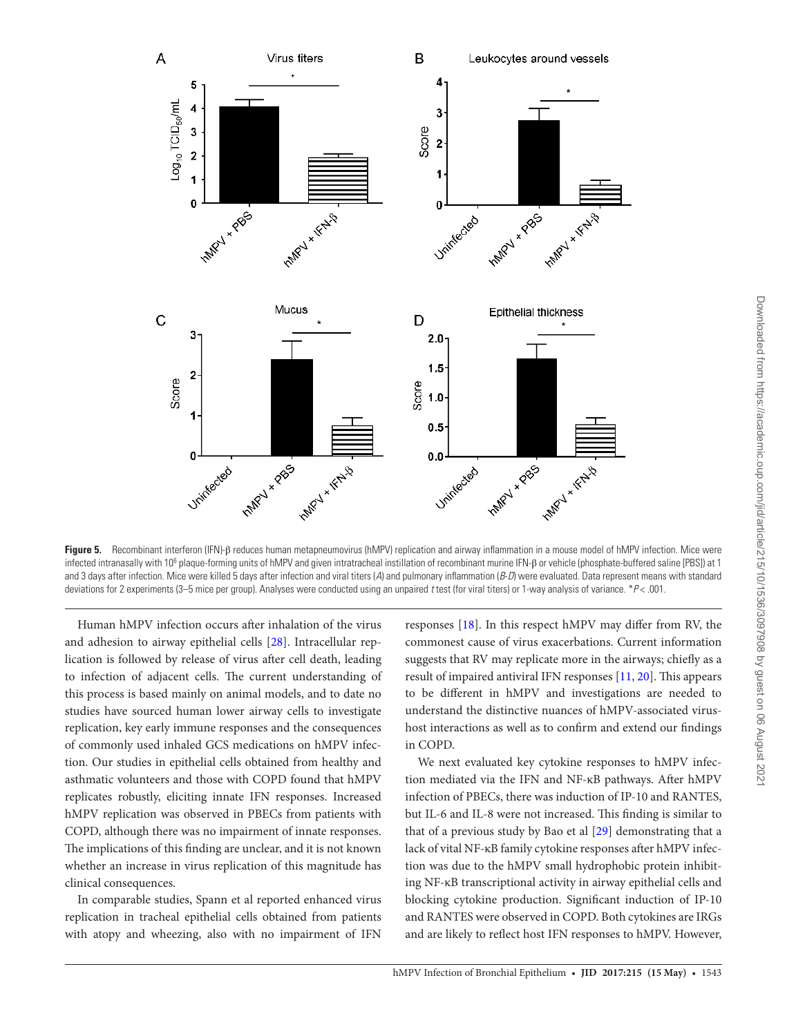**Figure 5.** Recombinant interferon (IFN)-β reduces human metapneumovirus (hMPV) replication and airway inflammation in a mouse model of hMPV infection. Mice were infected intranasally with $10^6$ plaque-forming units of hMPV and given intratracheal instillation of recombinant murine IFN-β or vehicle (phosphate-buffered saline [PBS]) at 1 and 3 days after infection. Mice were killed 5 days after infection and viral titers (*A*) and pulmonary inflammation (*B-D*) were evaluated. Data represent means with standard deviations for 2 experiments (3–5 mice per group). Analyses were conducted using an unpaired *t* test (for viral titers) or 1-way analysis of variance. \**P* < .001.

Human hMPV infection occurs after inhalation of the virus and adhesion to airway epithelial cells [28]. Intracellular replication is followed by release of virus after cell death, leading to infection of adjacent cells. The current understanding of this process is based mainly on animal models, and to date no studies have sourced human lower airway cells to investigate replication, key early immune responses and the consequences of commonly used inhaled GCS medications on hMPV infection. Our studies in epithelial cells obtained from healthy and asthmatic volunteers and those with COPD found that hMPV replicates robustly, eliciting innate IFN responses. Increased hMPV replication was observed in PBECs from patients with COPD, although there was no impairment of innate responses. The implications of this finding are unclear, and it is not known whether an increase in virus replication of this magnitude has clinical consequences.

In comparable studies, Spann et al reported enhanced virus replication in tracheal epithelial cells obtained from patients with atopy and wheezing, also with no impairment of IFN responses [18]. In this respect hMPV may differ from RV, the commonest cause of virus exacerbations. Current information suggests that RV may replicate more in the airways; chiefly as a result of impaired antiviral IFN responses [11, 20]. This appears to be different in hMPV and investigations are needed to understand the distinctive nuances of hMPV-associated virus-host interactions as well as to confirm and extend our findings in COPD.

We next evaluated key cytokine responses to hMPV infection mediated via the IFN and NF-κB pathways. After hMPV infection of PBECs, there was induction of IP-10 and RANTES, but IL-6 and IL-8 were not increased. This finding is similar to that of a previous study by Bao et al [29] demonstrating that a lack of vital NF-κB family cytokine responses after hMPV infection was due to the hMPV small hydrophobic protein inhibiting NF-κB transcriptional activity in airway epithelial cells and blocking cytokine production. Significant induction of IP-10 and RANTES were observed in COPD. Both cytokines are IRGs and are likely to reflect host IFN responses to hMPV. However,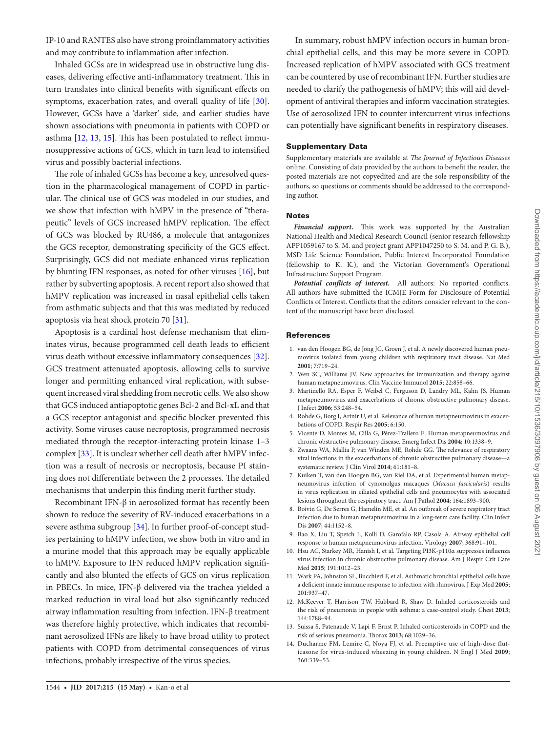IP-10 and RANTES also have strong proinflammatory activities and may contribute to inflammation after infection.

Inhaled GCSs are in widespread use in obstructive lung diseases, delivering effective anti-inflammatory treatment. This in turn translates into clinical benefits with significant effects on symptoms, exacerbation rates, and overall quality of life [30]. However, GCSs have a 'darker' side, and earlier studies have shown associations with pneumonia in patients with COPD or asthma [12, 13, 15]. This has been postulated to reflect immunosuppressive actions of GCS, which in turn lead to intensified virus and possibly bacterial infections.

The role of inhaled GCSs has become a key, unresolved question in the pharmacological management of COPD in particular. The clinical use of GCS was modeled in our studies, and we show that infection with hMPV in the presence of "therapeutic" levels of GCS increased hMPV replication. The effect of GCS was blocked by RU486, a molecule that antagonizes the GCS receptor, demonstrating specificity of the GCS effect. Surprisingly, GCS did not mediate enhanced virus replication by blunting IFN responses, as noted for other viruses [16], but rather by subverting apoptosis. A recent report also showed that hMPV replication was increased in nasal epithelial cells taken from asthmatic subjects and that this was mediated by reduced apoptosis via heat shock protein 70 [31].

Apoptosis is a cardinal host defense mechanism that eliminates virus, because programmed cell death leads to efficient virus death without excessive inflammatory consequences [32]. GCS treatment attenuated apoptosis, allowing cells to survive longer and permitting enhanced viral replication, with subsequent increased viral shedding from necrotic cells. We also show that GCS induced antiapoptotic genes Bcl-2 and Bcl-xL and that a GCS receptor antagonist and specific blocker prevented this activity. Some viruses cause necroptosis, programmed necrosis mediated through the receptor-interacting protein kinase 1–3 complex [33]. It is unclear whether cell death after hMPV infection was a result of necrosis or necroptosis, because PI staining does not differentiate between the 2 processes. The detailed mechanisms that underpin this finding merit further study.

Recombinant IFN-β in aerosolized format has recently been shown to reduce the severity of RV-induced exacerbations in a severe asthma subgroup [34]. In further proof-of-concept studies pertaining to hMPV infection, we show both in vitro and in a murine model that this approach may be equally applicable to hMPV. Exposure to IFN reduced hMPV replication significantly and also blunted the effects of GCS on virus replication in PBECs. In mice, IFN-β delivered via the trachea yielded a marked reduction in viral load but also significantly reduced airway inflammation resulting from infection. IFN-β treatment was therefore highly protective, which indicates that recombinant aerosolized IFNs are likely to have broad utility to protect patients with COPD from detrimental consequences of virus infections, probably irrespective of the virus species.

In summary, robust hMPV infection occurs in human bronchial epithelial cells, and this may be more severe in COPD. Increased replication of hMPV associated with GCS treatment can be countered by use of recombinant IFN. Further studies are needed to clarify the pathogenesis of hMPV; this will aid development of antiviral therapies and inform vaccination strategies. Use of aerosolized IFN to counter intercurrent virus infections can potentially have significant benefits in respiratory diseases.

## Supplementary Data

Supplementary materials are available at *The Journal of Infectious Diseases* online. Consisting of data provided by the authors to benefit the reader, the posted materials are not copyedited and are the sole responsibility of the authors, so questions or comments should be addressed to the corresponding author.

## Notes

***Financial support.*** This work was supported by the Australian National Health and Medical Research Council (senior research fellowship APP1059167 to S. M. and project grant APP1047250 to S. M. and P. G. B.), MSD Life Science Foundation, Public Interest Incorporated Foundation (fellowship to K. K.), and the Victorian Government's Operational Infrastructure Support Program.

***Potential conflicts of interest.*** All authors: No reported conflicts. All authors have submitted the ICMJE Form for Disclosure of Potential Conflicts of Interest. Conflicts that the editors consider relevant to the content of the manuscript have been disclosed.

## References

1. van den Hoogen BG, de Jong JC, Groen J, et al. A newly discovered human pneumovirus isolated from young children with respiratory tract disease. Nat Med **2001**; 7:719–24.
2. Wen SC, Williams JV. New approaches for immunization and therapy against human metapneumovirus. Clin Vaccine Immunol **2015**; 22:858–66.
3. Martinello RA, Esper F, Weibel C, Ferguson D, Landry ML, Kahn JS. Human metapneumovirus and exacerbations of chronic obstructive pulmonary disease. J Infect **2006**; 53:248–54.
4. Rohde G, Borg I, Arinir U, et al. Relevance of human metapneumovirus in exacerbations of COPD. Respir Res **2005**; 6:150.
5. Vicente D, Montes M, Cilla G, Pérez-Trallero E. Human metapneumovirus and chronic obstructive pulmonary disease. Emerg Infect Dis **2004**; 10:1338–9.
6. Zwaans WA, Mallia P, van Winden ME, Rohde GG. The relevance of respiratory viral infections in the exacerbations of chronic obstructive pulmonary disease—a systematic review. J Clin Virol **2014**; 61:181–8.
7. Kuiken T, van den Hoogen BG, van Riel DA, et al. Experimental human metapneumovirus infection of cynomolgus macaques (*Macaca fascicularis*) results in virus replication in ciliated epithelial cells and pneumocytes with associated lesions throughout the respiratory tract. Am J Pathol **2004**; 164:1893–900.
8. Boivin G, De Serres G, Hamelin ME, et al. An outbreak of severe respiratory tract infection due to human metapneumovirus in a long-term care facility. Clin Infect Dis **2007**; 44:1152–8.
9. Bao X, Liu T, Spetch L, Kolli D, Garofalo RP, Casola A. Airway epithelial cell response to human metapneumovirus infection. Virology **2007**; 368:91–101.
10. Hsu AC, Starkey MR, Hanish I, et al. Targeting PI3K-p110α suppresses influenza virus infection in chronic obstructive pulmonary disease. Am J Respir Crit Care Med **2015**; 191:1012–23.
11. Wark PA, Johnston SL, Bucchieri F, et al. Asthmatic bronchial epithelial cells have a deficient innate immune response to infection with rhinovirus. J Exp Med **2005**; 201:937–47.
12. McKeever T, Harrison TW, Hubbard R, Shaw D. Inhaled corticosteroids and the risk of pneumonia in people with asthma: a case-control study. Chest **2013**; 144:1788–94.
13. Suissa S, Patenaude V, Lapi F, Ernst P. Inhaled corticosteroids in COPD and the risk of serious pneumonia. Thorax **2013**; 68:1029–36.
14. Ducharme FM, Lemire C, Noya FJ, et al. Preemptive use of high-dose fluticasone for virus-induced wheezing in young children. N Engl J Med **2009**; 360:339–53.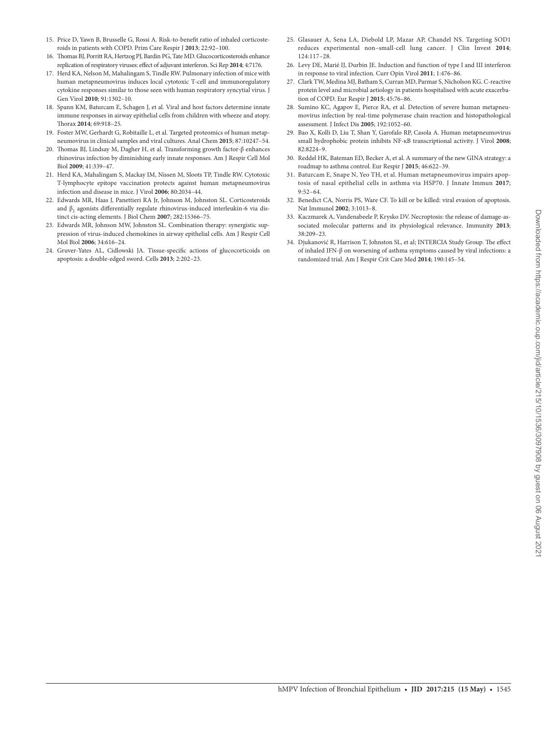15. Price D, Yawn B, Brusselle G, Rossi A. Risk-to-benefit ratio of inhaled corticosteroids in patients with COPD. Prim Care Respir J **2013**; 22:92–100.
16. Thomas BJ, Porritt RA, Hertzog PJ, Bardin PG, Tate MD. Glucocorticosteroids enhance replication of respiratory viruses: effect of adjuvant interferon. Sci Rep **2014**; 4:7176.
17. Herd KA, Nelson M, Mahalingam S, Tindle RW. Pulmonary infection of mice with human metapneumovirus induces local cytotoxic T-cell and immunoregulatory cytokine responses similar to those seen with human respiratory syncytial virus. J Gen Virol **2010**; 91:1302–10.
18. Spann KM, Baturcam E, Schagen J, et al. Viral and host factors determine innate immune responses in airway epithelial cells from children with wheeze and atopy. Thorax **2014**; 69:918–25.
19. Foster MW, Gerhardt G, Robitaille L, et al. Targeted proteomics of human metapneumovirus in clinical samples and viral cultures. Anal Chem **2015**; 87:10247–54.
20. Thomas BJ, Lindsay M, Dagher H, et al. Transforming growth factor-β enhances rhinovirus infection by diminishing early innate responses. Am J Respir Cell Mol Biol **2009**; 41:339–47.
21. Herd KA, Mahalingam S, Mackay IM, Nissen M, Sloots TP, Tindle RW. Cytotoxic T-lymphocyte epitope vaccination protects against human metapneumovirus infection and disease in mice. J Virol **2006**; 80:2034–44.
22. Edwards MR, Haas J, Panettieri RA Jr, Johnson M, Johnston SL. Corticosteroids and $\beta_2$ agonists differentially regulate rhinovirus-induced interleukin-6 via distinct cis-acting elements. J Biol Chem **2007**; 282:15366–75.
23. Edwards MR, Johnson MW, Johnston SL. Combination therapy: synergistic suppression of virus-induced chemokines in airway epithelial cells. Am J Respir Cell Mol Biol **2006**; 34:616–24.
24. Gruver-Yates AL, Cidlowski JA. Tissue-specific actions of glucocorticoids on apoptosis: a double-edged sword. Cells **2013**; 2:202–23.
25. Glasauer A, Sena LA, Diebold LP, Mazar AP, Chandel NS. Targeting SOD1 reduces experimental non–small-cell lung cancer. J Clin Invest **2014**; 124:117–28.
26. Levy DE, Marié IJ, Durbin JE. Induction and function of type I and III interferon in response to viral infection. Curr Opin Virol **2011**; 1:476–86.
27. Clark TW, Medina MJ, Batham S, Curran MD, Parmar S, Nicholson KG. C-reactive protein level and microbial aetiology in patients hospitalised with acute exacerbation of COPD. Eur Respir J **2015**; 45:76–86.
28. Sumino KC, Agapov E, Pierce RA, et al. Detection of severe human metapneumovirus infection by real-time polymerase chain reaction and histopathological assessment. J Infect Dis **2005**; 192:1052–60.
29. Bao X, Kolli D, Liu T, Shan Y, Garofalo RP, Casola A. Human metapneumovirus small hydrophobic protein inhibits NF-κB transcriptional activity. J Virol **2008**; 82:8224–9.
30. Reddel HK, Bateman ED, Becker A, et al. A summary of the new GINA strategy: a roadmap to asthma control. Eur Respir J **2015**; 46:622–39.
31. Baturcam E, Snape N, Yeo TH, et al. Human metapneumovirus impairs apoptosis of nasal epithelial cells in asthma via HSP70. J Innate Immun **2017**; 9:52–64.
32. Benedict CA, Norris PS, Ware CF. To kill or be killed: viral evasion of apoptosis. Nat Immunol **2002**; 3:1013–8.
33. Kaczmarek A, Vandenabeele P, Krysko DV. Necroptosis: the release of damage-associated molecular patterns and its physiological relevance. Immunity **2013**; 38:209–23.
34. Djukanović R, Harrison T, Johnston SL, et al; INTERCIA Study Group. The effect of inhaled IFN-β on worsening of asthma symptoms caused by viral infections: a randomized trial. Am J Respir Crit Care Med **2014**; 190:145–54.